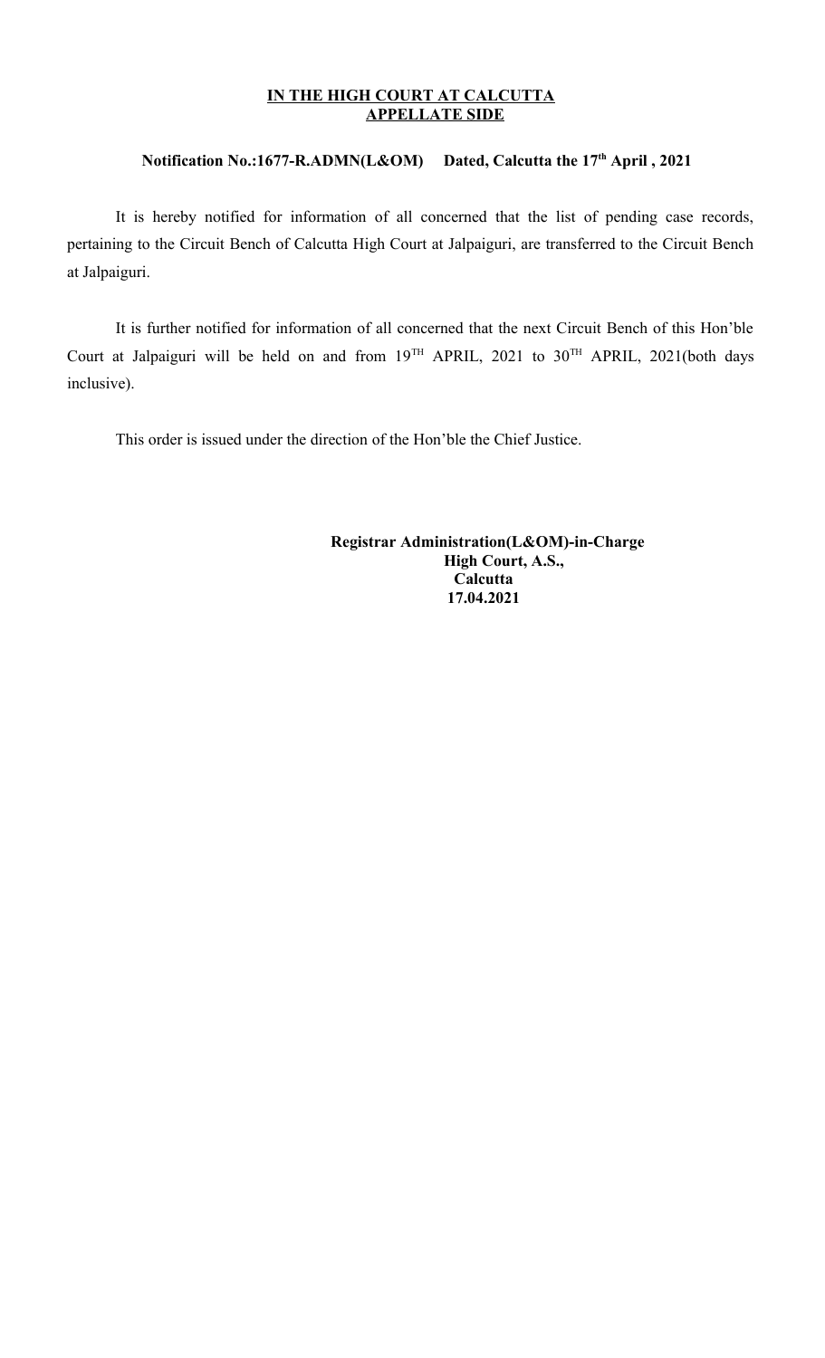**IN THE HIGH COURT AT CALCUTTA**
**APPELLATE SIDE**

**Notification No.:1677-R.ADMN(L&OM) Dated, Calcutta the 17th April , 2021**

It is hereby notified for information of all concerned that the list of pending case records, pertaining to the Circuit Bench of Calcutta High Court at Jalpaiguri, are transferred to the Circuit Bench at Jalpaiguri.

It is further notified for information of all concerned that the next Circuit Bench of this Hon'ble Court at Jalpaiguri will be held on and from 19TH APRIL, 2021 to 30TH APRIL, 2021(both days inclusive).

This order is issued under the direction of the Hon'ble the Chief Justice.

**Registrar Administration(L&OM)-in-Charge**
**High Court, A.S.,**
**Calcutta**
**17.04.2021**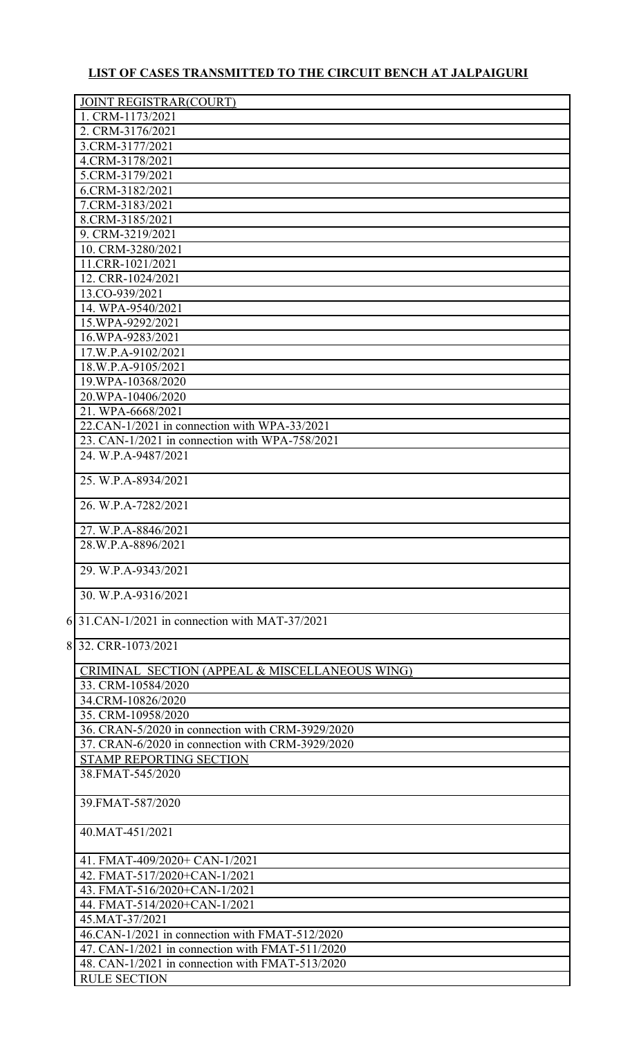## LIST OF CASES TRANSMITTED TO THE CIRCUIT BENCH AT JALPAIGURI

| |
|---|
| JOINT REGISTRAR(COURT) |
| 1. CRM-1173/2021 |
| 2. CRM-3176/2021 |
| 3.CRM-3177/2021 |
| 4.CRM-3178/2021 |
| 5.CRM-3179/2021 |
| 6.CRM-3182/2021 |
| 7.CRM-3183/2021 |
| 8.CRM-3185/2021 |
| 9. CRM-3219/2021 |
| 10. CRM-3280/2021 |
| 11.CRR-1021/2021 |
| 12. CRR-1024/2021 |
| 13.CO-939/2021 |
| 14. WPA-9540/2021 |
| 15.WPA-9292/2021 |
| 16.WPA-9283/2021 |
| 17.W.P.A-9102/2021 |
| 18.W.P.A-9105/2021 |
| 19.WPA-10368/2020 |
| 20.WPA-10406/2020 |
| 21. WPA-6668/2021 |
| 22.CAN-1/2021 in connection with WPA-33/2021 |
| 23. CAN-1/2021 in connection with WPA-758/2021 |
| 24. W.P.A-9487/2021 |
| 25. W.P.A-8934/2021 |
| 26. W.P.A-7282/2021 |
| 27. W.P.A-8846/2021 |
| 28.W.P.A-8896/2021 |
| 29. W.P.A-9343/2021 |
| 30. W.P.A-9316/2021 |
| 31.CAN-1/2021 in connection with MAT-37/2021 |
| 32. CRR-1073/2021 |
| CRIMINAL SECTION (APPEAL & MISCELLANEOUS WING) |
| 33. CRM-10584/2020 |
| 34.CRM-10826/2020 |
| 35. CRM-10958/2020 |
| 36. CRAN-5/2020 in connection with CRM-3929/2020 |
| 37. CRAN-6/2020 in connection with CRM-3929/2020 |
| STAMP REPORTING SECTION |
| 38.FMAT-545/2020 |
| 39.FMAT-587/2020 |
| 40.MAT-451/2021 |
| 41. FMAT-409/2020+ CAN-1/2021 |
| 42. FMAT-517/2020+CAN-1/2021 |
| 43. FMAT-516/2020+CAN-1/2021 |
| 44. FMAT-514/2020+CAN-1/2021 |
| 45.MAT-37/2021 |
| 46.CAN-1/2021 in connection with FMAT-512/2020 |
| 47. CAN-1/2021 in connection with FMAT-511/2020 |
| 48. CAN-1/2021 in connection with FMAT-513/2020 |
| RULE SECTION |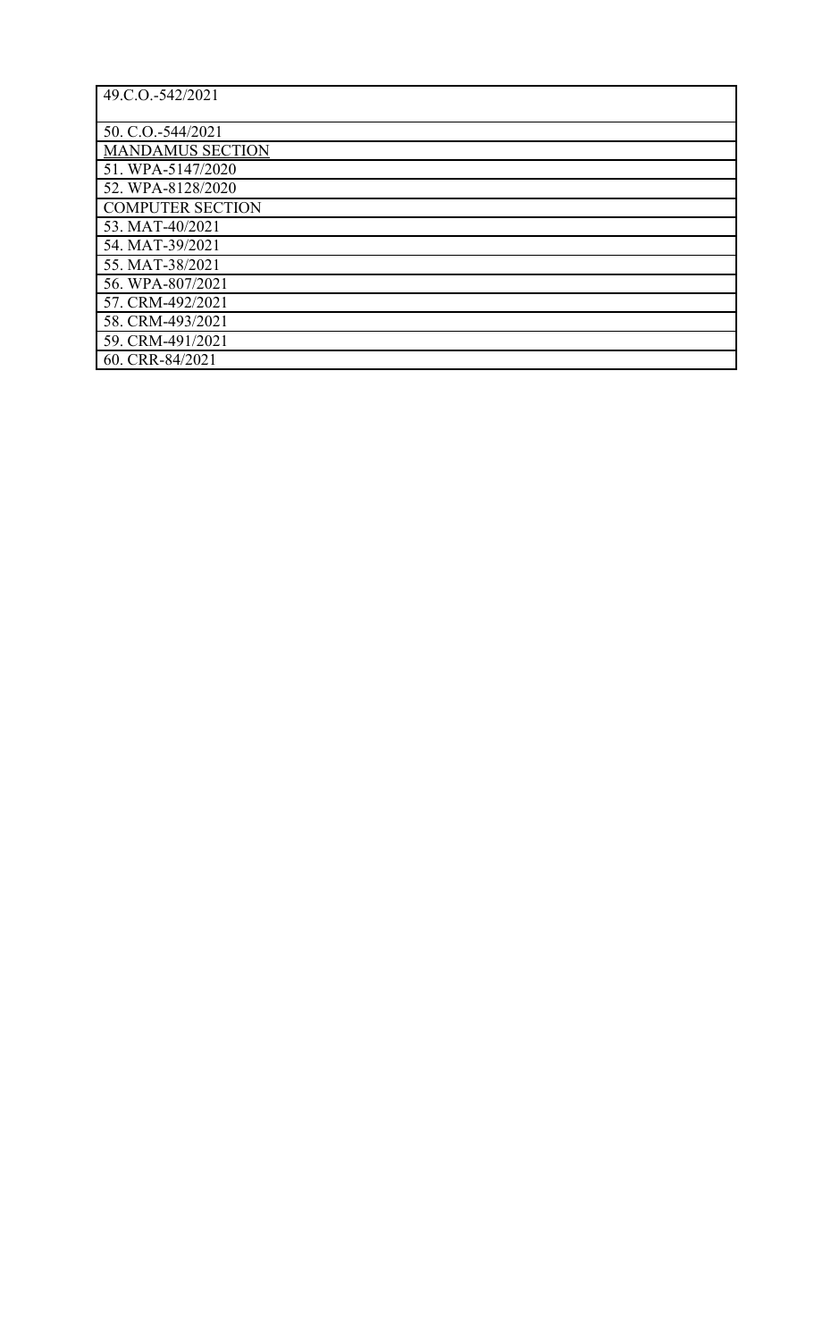| |
|---|
| 49.C.O.-542/2021 |
| 50. C.O.-544/2021 |
| MANDAMUS SECTION |
| 51. WPA-5147/2020 |
| 52. WPA-8128/2020 |
| COMPUTER SECTION |
| 53. MAT-40/2021 |
| 54. MAT-39/2021 |
| 55. MAT-38/2021 |
| 56. WPA-807/2021 |
| 57. CRM-492/2021 |
| 58. CRM-493/2021 |
| 59. CRM-491/2021 |
| 60. CRR-84/2021 |